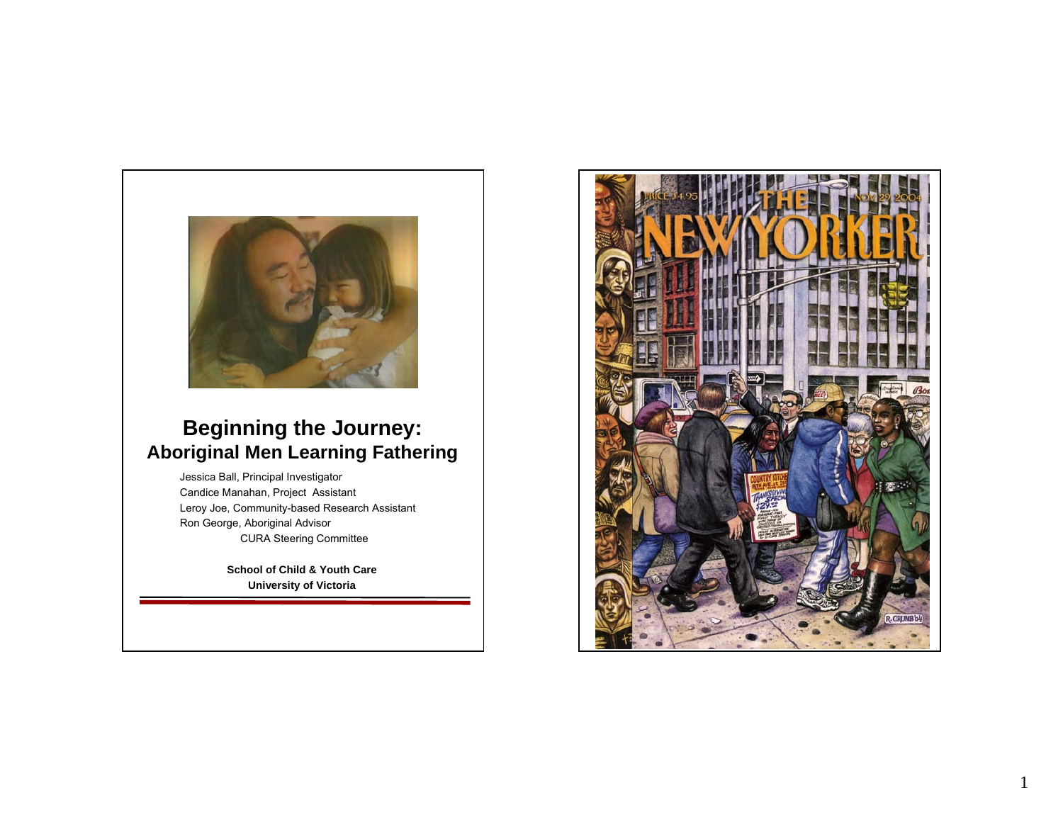# Beginning the Journey:
## Aboriginal Men Learning Fathering

Jessica Ball, Principal Investigator
Candice Manahan, Project Assistant
Leroy Joe, Community-based Research Assistant
Ron George, Aboriginal Advisor
CURA Steering Committee

**School of Child & Youth Care**
**University of Victoria**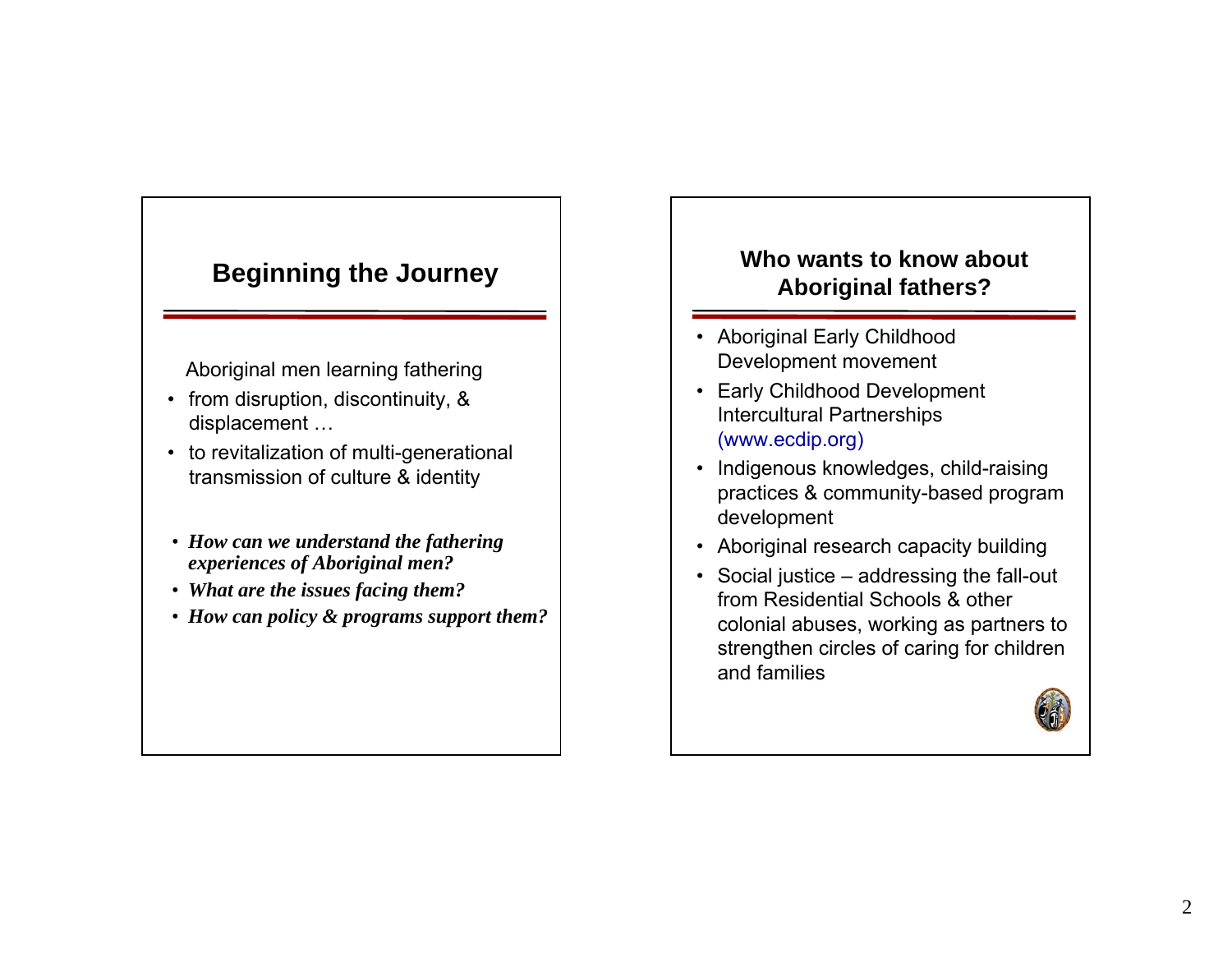## Beginning the Journey

Aboriginal men learning fathering

- from disruption, discontinuity, & displacement …
- to revitalization of multi-generational transmission of culture & identity

- ***How can we understand the fathering experiences of Aboriginal men?***
- ***What are the issues facing them?***
- ***How can policy & programs support them?***

## Who wants to know about Aboriginal fathers?

- Aboriginal Early Childhood Development movement
- Early Childhood Development Intercultural Partnerships (www.ecdip.org)
- Indigenous knowledges, child-raising practices & community-based program development
- Aboriginal research capacity building
- Social justice – addressing the fall-out from Residential Schools & other colonial abuses, working as partners to strengthen circles of caring for children and families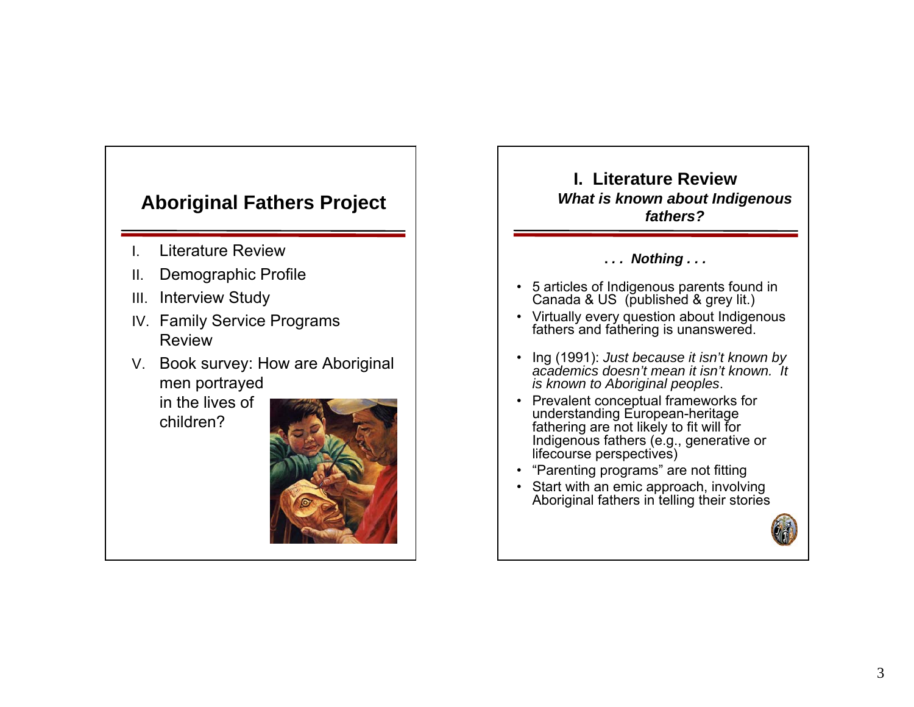## Aboriginal Fathers Project

I. Literature Review
II. Demographic Profile
III. Interview Study
IV. Family Service Programs Review
V. Book survey: How are Aboriginal men portrayed in the lives of children?

## I. Literature Review

***What is known about Indigenous fathers?***

***. . . Nothing . . .***

- 5 articles of Indigenous parents found in Canada & US (published & grey lit.)
- Virtually every question about Indigenous fathers and fathering is unanswered.
- Ing (1991): *Just because it isn't known by academics doesn't mean it isn't known. It is known to Aboriginal peoples*.
- Prevalent conceptual frameworks for understanding European-heritage fathering are not likely to fit will for Indigenous fathers (e.g., generative or lifecourse perspectives)
- "Parenting programs" are not fitting
- Start with an emic approach, involving Aboriginal fathers in telling their stories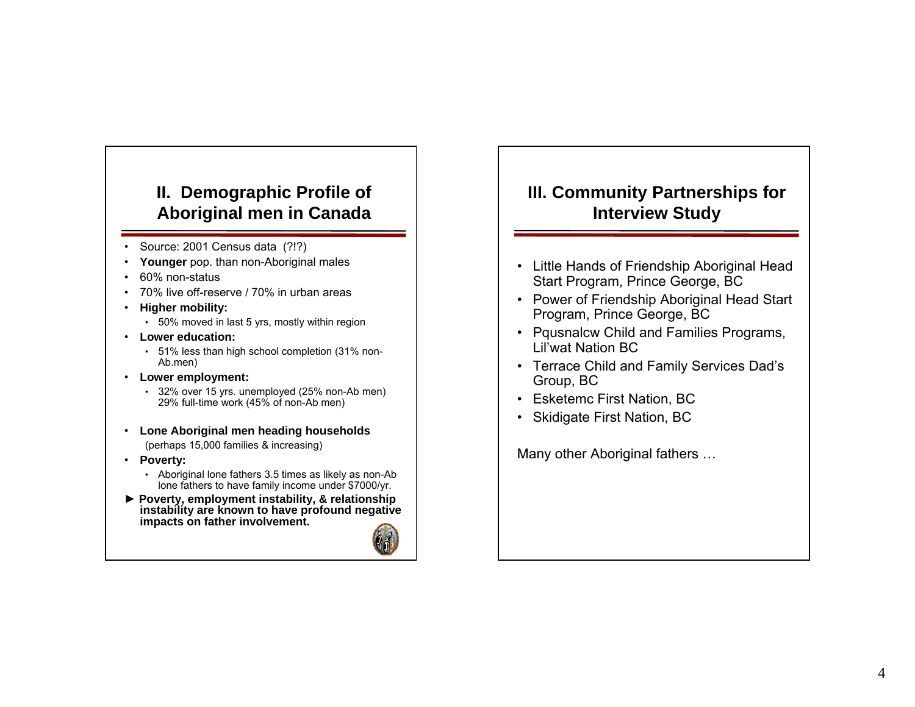## II. Demographic Profile of Aboriginal men in Canada

- Source: 2001 Census data (?!?)
- **Younger** pop. than non-Aboriginal males
- 60% non-status
- 70% live off-reserve / 70% in urban areas
- **Higher mobility:**
  - 50% moved in last 5 yrs, mostly within region
- **Lower education:**
  - 51% less than high school completion (31% non-Ab.men)
- **Lower employment:**
  - 32% over 15 yrs. unemployed (25% non-Ab men) 29% full-time work (45% of non-Ab men)
- **Lone Aboriginal men heading households** (perhaps 15,000 families & increasing)
- **Poverty:**
  - Aboriginal lone fathers 3.5 times as likely as non-Ab lone fathers to have family income under $7000/yr.

► **Poverty, employment instability, & relationship instability are known to have profound negative impacts on father involvement.**

## III. Community Partnerships for Interview Study

- Little Hands of Friendship Aboriginal Head Start Program, Prince George, BC
- Power of Friendship Aboriginal Head Start Program, Prince George, BC
- Pqusnalcw Child and Families Programs, Lil'wat Nation BC
- Terrace Child and Family Services Dad's Group, BC
- Esketemc First Nation, BC
- Skidigate First Nation, BC

Many other Aboriginal fathers …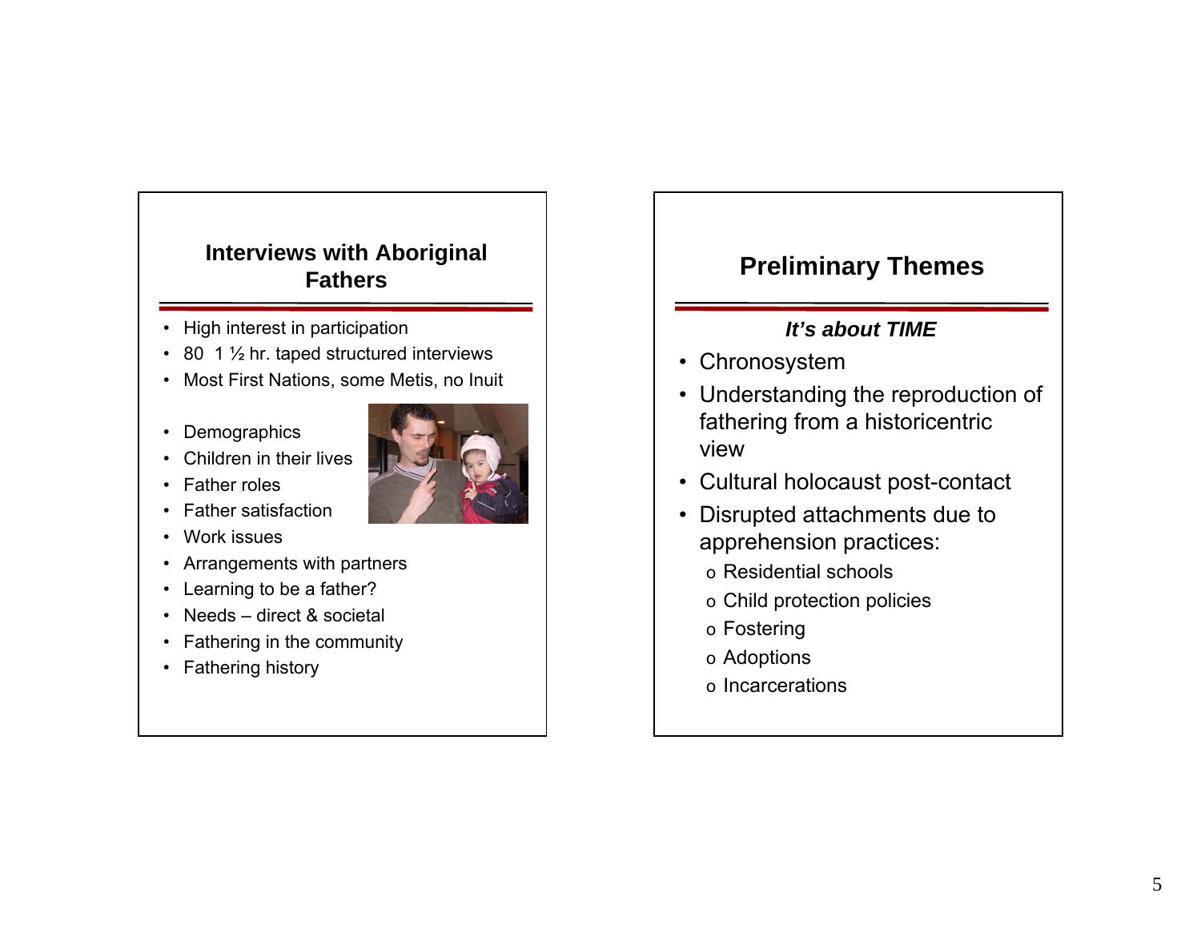## Interviews with Aboriginal Fathers

- High interest in participation
- 80 1 ½ hr. taped structured interviews
- Most First Nations, some Metis, no Inuit

- Demographics
- Children in their lives
- Father roles
- Father satisfaction
- Work issues
- Arrangements with partners
- Learning to be a father?
- Needs – direct & societal
- Fathering in the community
- Fathering history

## Preliminary Themes

***It's about TIME***

- Chronosystem
- Understanding the reproduction of fathering from a historicentric view
- Cultural holocaust post-contact
- Disrupted attachments due to apprehension practices:
  - Residential schools
  - Child protection policies
  - Fostering
  - Adoptions
  - Incarcerations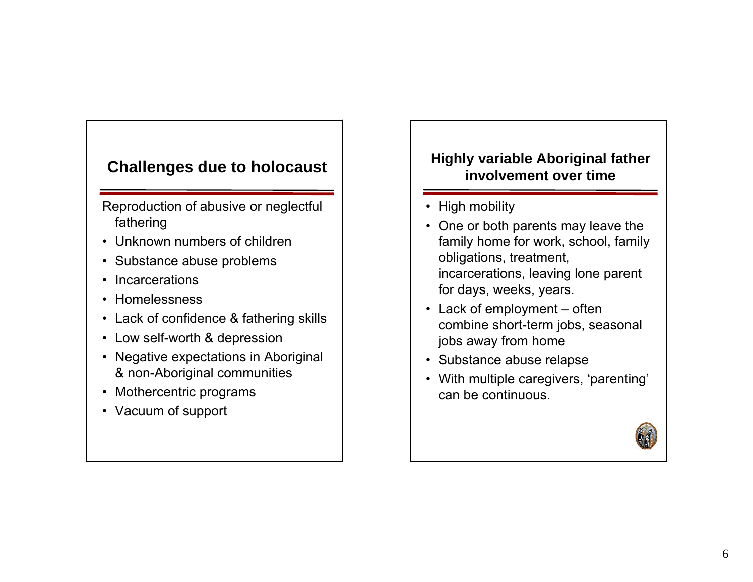## Challenges due to holocaust

Reproduction of abusive or neglectful fathering

- Unknown numbers of children
- Substance abuse problems
- Incarcerations
- Homelessness
- Lack of confidence & fathering skills
- Low self-worth & depression
- Negative expectations in Aboriginal & non-Aboriginal communities
- Mothercentric programs
- Vacuum of support

## Highly variable Aboriginal father involvement over time

- High mobility
- One or both parents may leave the family home for work, school, family obligations, treatment, incarcerations, leaving lone parent for days, weeks, years.
- Lack of employment – often combine short-term jobs, seasonal jobs away from home
- Substance abuse relapse
- With multiple caregivers, 'parenting' can be continuous.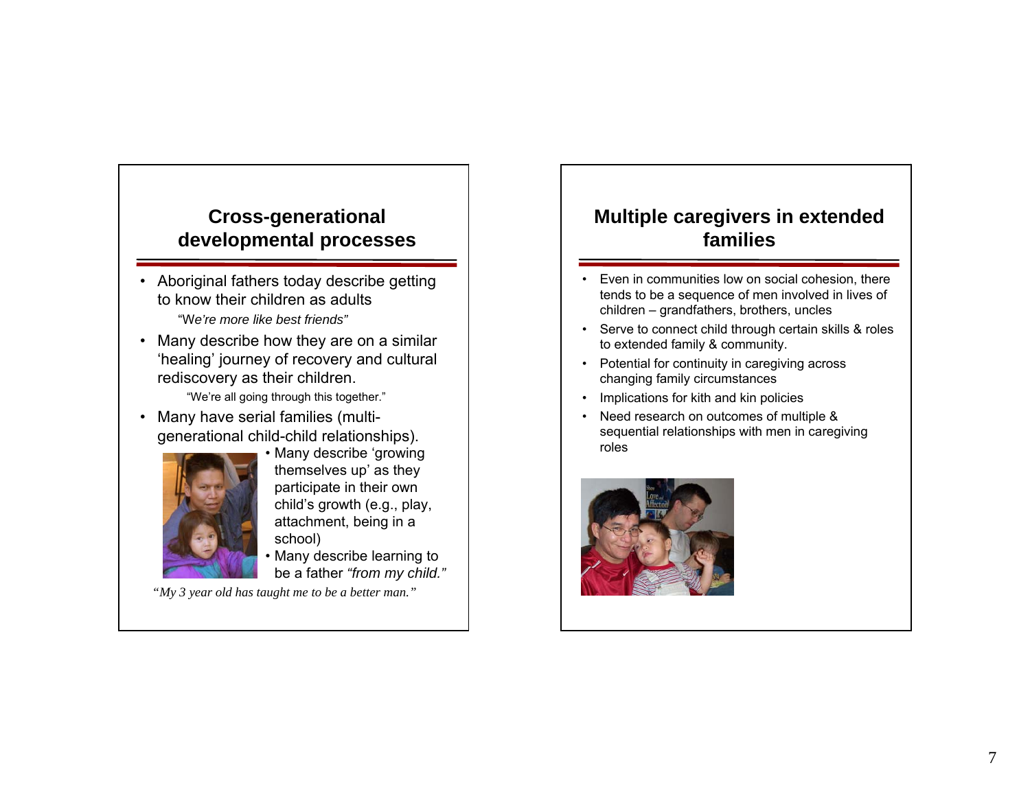## Cross-generational developmental processes

- Aboriginal fathers today describe getting to know their children as adults

  "W*e're more like best friends"*

- Many describe how they are on a similar 'healing' journey of recovery and cultural rediscovery as their children.

  "We're all going through this together."

- Many have serial families (multi-generational child-child relationships).
  - Many describe 'growing themselves up' as they participate in their own child's growth (e.g., play, attachment, being in a school)
  - Many describe learning to be a father *"from my child."*

*"My 3 year old has taught me to be a better man."*

## Multiple caregivers in extended families

- Even in communities low on social cohesion, there tends to be a sequence of men involved in lives of children – grandfathers, brothers, uncles
- Serve to connect child through certain skills & roles to extended family & community.
- Potential for continuity in caregiving across changing family circumstances
- Implications for kith and kin policies
- Need research on outcomes of multiple & sequential relationships with men in caregiving roles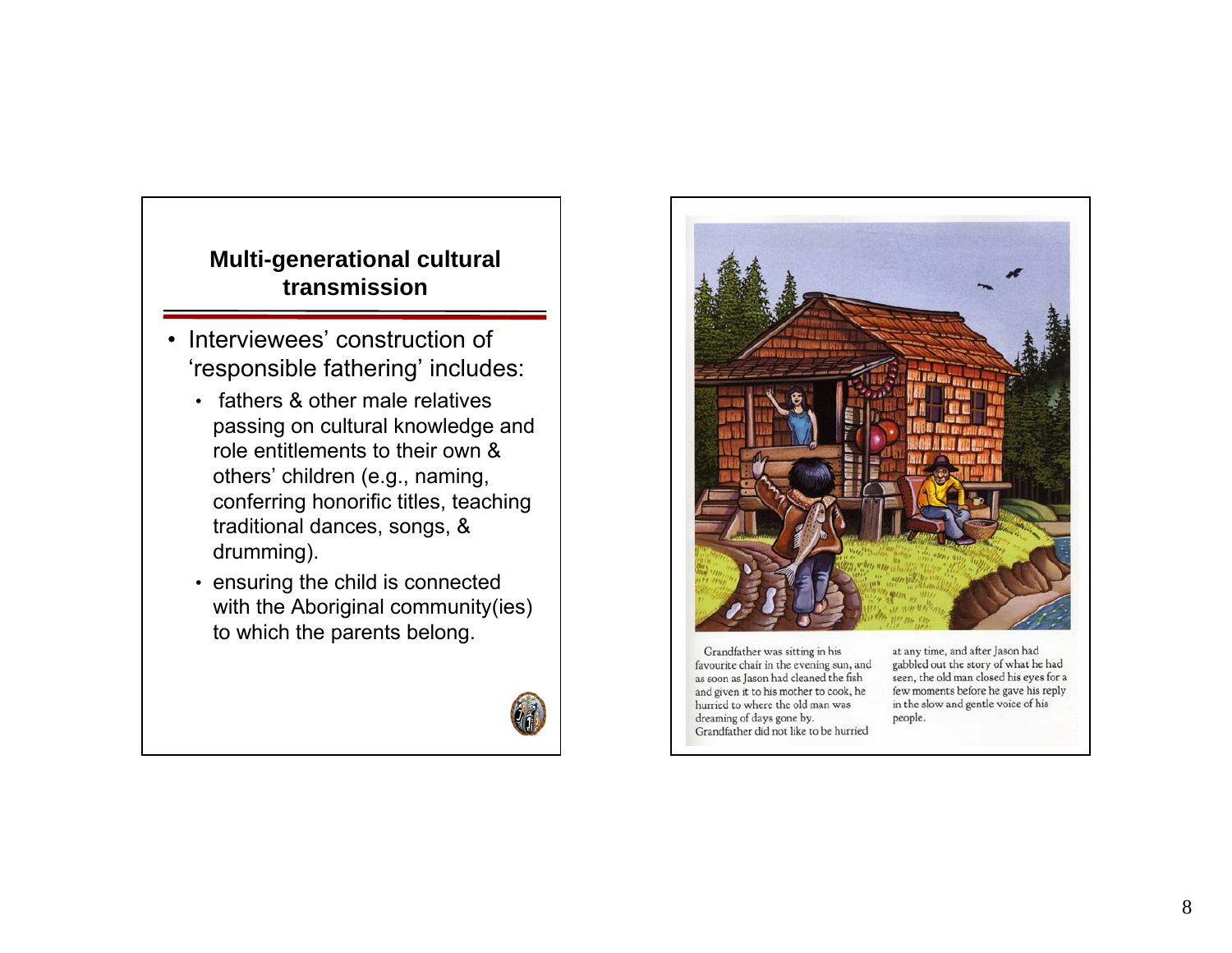## Multi-generational cultural transmission

- Interviewees' construction of 'responsible fathering' includes:
  - fathers & other male relatives passing on cultural knowledge and role entitlements to their own & others' children (e.g., naming, conferring honorific titles, teaching traditional dances, songs, & drumming).
  - ensuring the child is connected with the Aboriginal community(ies) to which the parents belong.

Grandfather was sitting in his favourite chair in the evening sun, and as soon as Jason had cleaned the fish and given it to his mother to cook, he hurried to where the old man was dreaming of days gone by. Grandfather did not like to be hurried at any time, and after Jason had gabbled out the story of what he had seen, the old man closed his eyes for a few moments before he gave his reply in the slow and gentle voice of his people.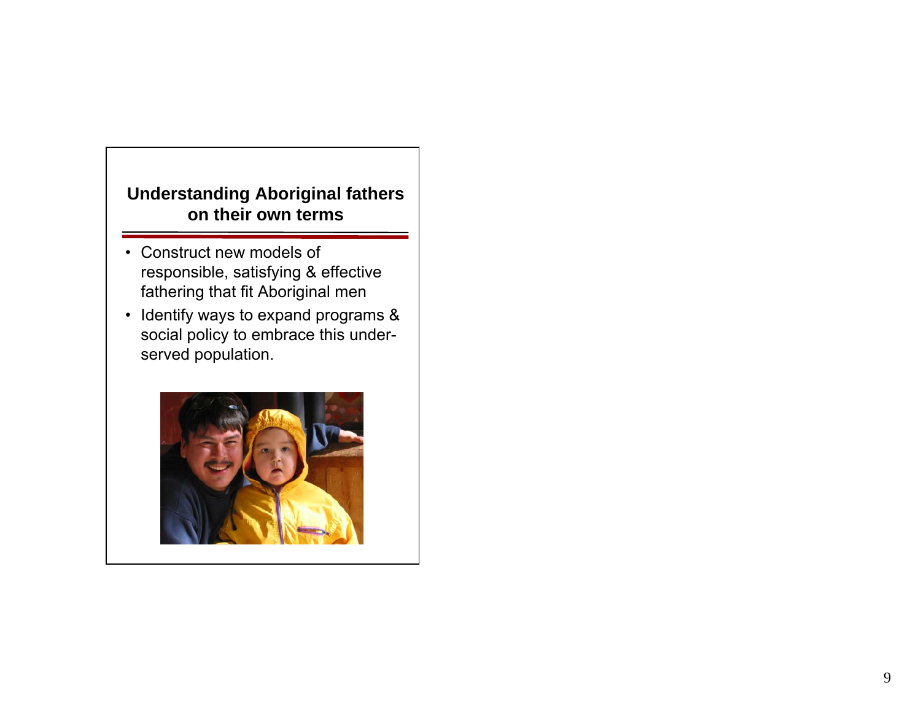## Understanding Aboriginal fathers on their own terms

- Construct new models of responsible, satisfying & effective fathering that fit Aboriginal men
- Identify ways to expand programs & social policy to embrace this under-served population.